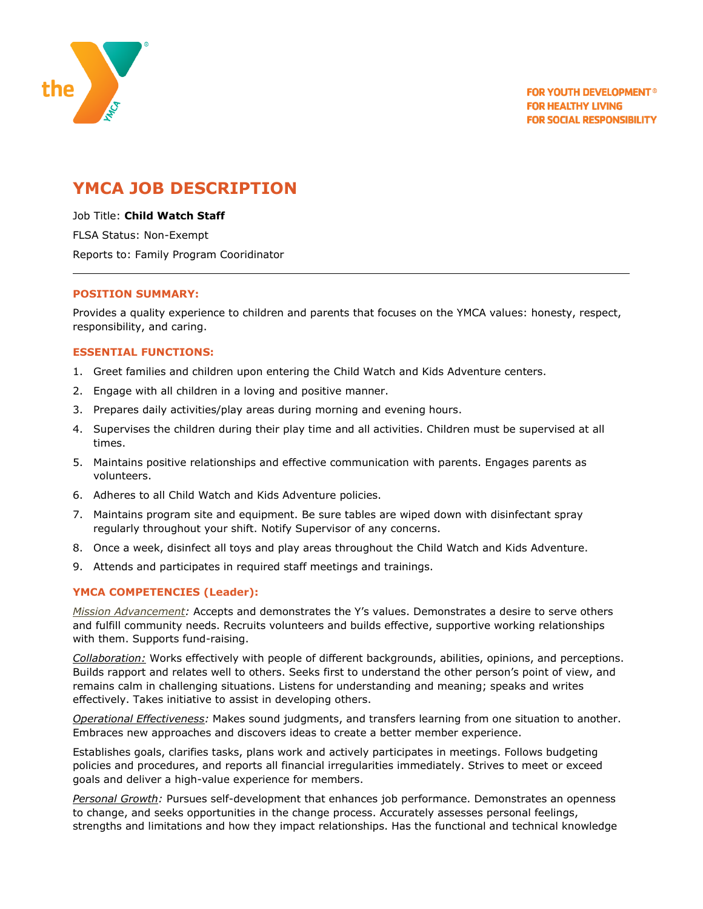FOR YOUTH DEVELOPMENT®
FOR HEALTHY LIVING
FOR SOCIAL RESPONSIBILITY

# YMCA JOB DESCRIPTION

Job Title: **Child Watch Staff**

FLSA Status: Non-Exempt

Reports to: Family Program Cooridinator

---

## POSITION SUMMARY:

Provides a quality experience to children and parents that focuses on the YMCA values: honesty, respect, responsibility, and caring.

## ESSENTIAL FUNCTIONS:

1. Greet families and children upon entering the Child Watch and Kids Adventure centers.
2. Engage with all children in a loving and positive manner.
3. Prepares daily activities/play areas during morning and evening hours.
4. Supervises the children during their play time and all activities. Children must be supervised at all times.
5. Maintains positive relationships and effective communication with parents. Engages parents as volunteers.
6. Adheres to all Child Watch and Kids Adventure policies.
7. Maintains program site and equipment. Be sure tables are wiped down with disinfectant spray regularly throughout your shift. Notify Supervisor of any concerns.
8. Once a week, disinfect all toys and play areas throughout the Child Watch and Kids Adventure.
9. Attends and participates in required staff meetings and trainings.

## YMCA COMPETENCIES (Leader):

*Mission Advancement:* Accepts and demonstrates the Y's values. Demonstrates a desire to serve others and fulfill community needs. Recruits volunteers and builds effective, supportive working relationships with them. Supports fund-raising.

*Collaboration:* Works effectively with people of different backgrounds, abilities, opinions, and perceptions. Builds rapport and relates well to others. Seeks first to understand the other person's point of view, and remains calm in challenging situations. Listens for understanding and meaning; speaks and writes effectively. Takes initiative to assist in developing others.

*Operational Effectiveness:* Makes sound judgments, and transfers learning from one situation to another. Embraces new approaches and discovers ideas to create a better member experience.

Establishes goals, clarifies tasks, plans work and actively participates in meetings. Follows budgeting policies and procedures, and reports all financial irregularities immediately. Strives to meet or exceed goals and deliver a high-value experience for members.

*Personal Growth:* Pursues self-development that enhances job performance. Demonstrates an openness to change, and seeks opportunities in the change process. Accurately assesses personal feelings, strengths and limitations and how they impact relationships. Has the functional and technical knowledge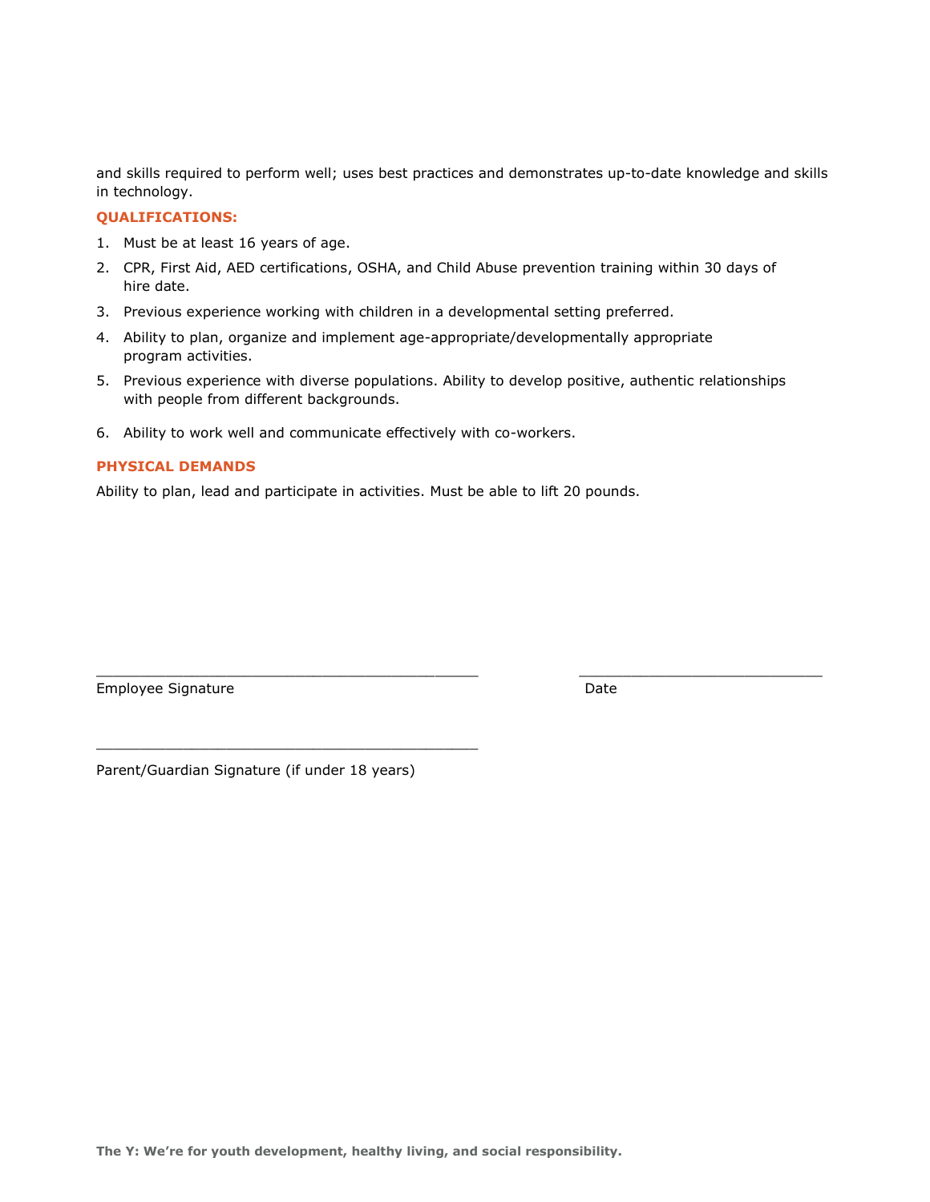and skills required to perform well; uses best practices and demonstrates up-to-date knowledge and skills in technology.

## QUALIFICATIONS:

1. Must be at least 16 years of age.
2. CPR, First Aid, AED certifications, OSHA, and Child Abuse prevention training within 30 days of hire date.
3. Previous experience working with children in a developmental setting preferred.
4. Ability to plan, organize and implement age-appropriate/developmentally appropriate program activities.
5. Previous experience with diverse populations. Ability to develop positive, authentic relationships with people from different backgrounds.
6. Ability to work well and communicate effectively with co-workers.

## PHYSICAL DEMANDS

Ability to plan, lead and participate in activities. Must be able to lift 20 pounds.

_____________________________________________ ____________________________

Employee Signature Date

_____________________________________________

Parent/Guardian Signature (if under 18 years)

**The Y: We're for youth development, healthy living, and social responsibility.**